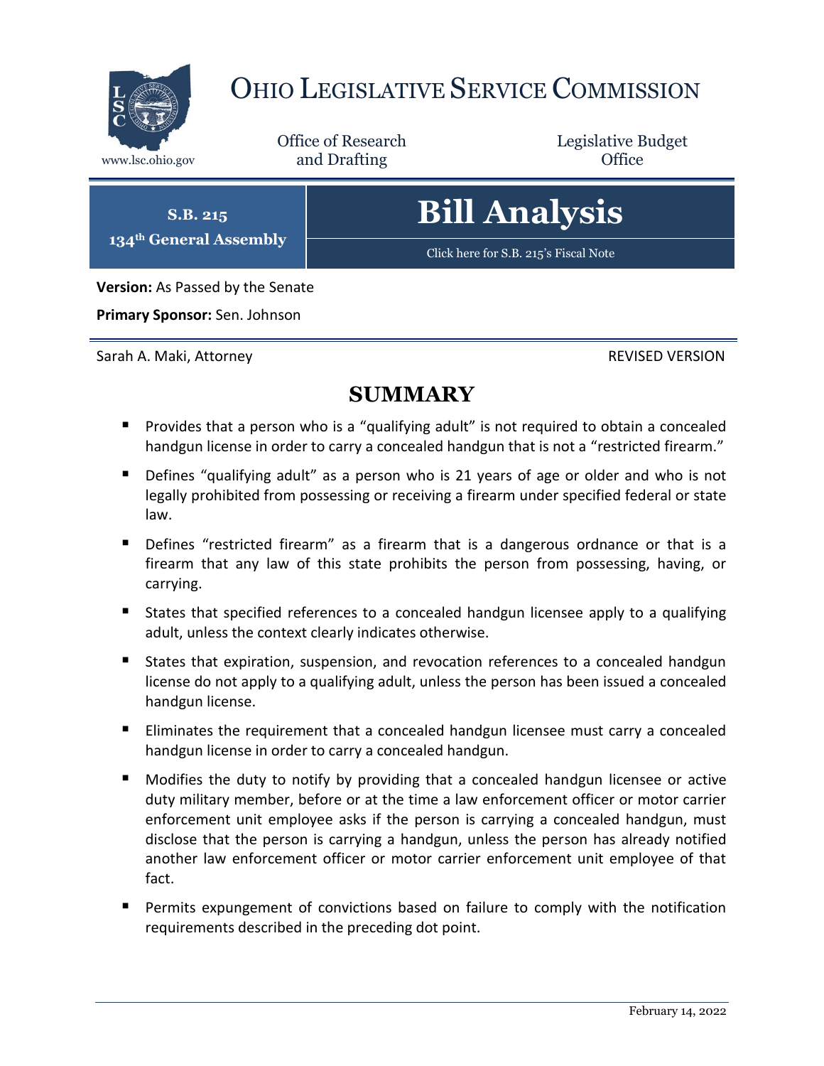# Ohio Legislative Service Commission

www.lsc.ohio.gov

Office of Research and Drafting

Legislative Budget Office

**S.B. 215**
**134th General Assembly**

# Bill Analysis

Click here for S.B. 215's Fiscal Note

**Version:** As Passed by the Senate

**Primary Sponsor:** Sen. Johnson

Sarah A. Maki, Attorney

REVISED VERSION

## SUMMARY

- Provides that a person who is a "qualifying adult" is not required to obtain a concealed handgun license in order to carry a concealed handgun that is not a "restricted firearm."
- Defines "qualifying adult" as a person who is 21 years of age or older and who is not legally prohibited from possessing or receiving a firearm under specified federal or state law.
- Defines "restricted firearm" as a firearm that is a dangerous ordnance or that is a firearm that any law of this state prohibits the person from possessing, having, or carrying.
- States that specified references to a concealed handgun licensee apply to a qualifying adult, unless the context clearly indicates otherwise.
- States that expiration, suspension, and revocation references to a concealed handgun license do not apply to a qualifying adult, unless the person has been issued a concealed handgun license.
- Eliminates the requirement that a concealed handgun licensee must carry a concealed handgun license in order to carry a concealed handgun.
- Modifies the duty to notify by providing that a concealed handgun licensee or active duty military member, before or at the time a law enforcement officer or motor carrier enforcement unit employee asks if the person is carrying a concealed handgun, must disclose that the person is carrying a handgun, unless the person has already notified another law enforcement officer or motor carrier enforcement unit employee of that fact.
- Permits expungement of convictions based on failure to comply with the notification requirements described in the preceding dot point.

February 14, 2022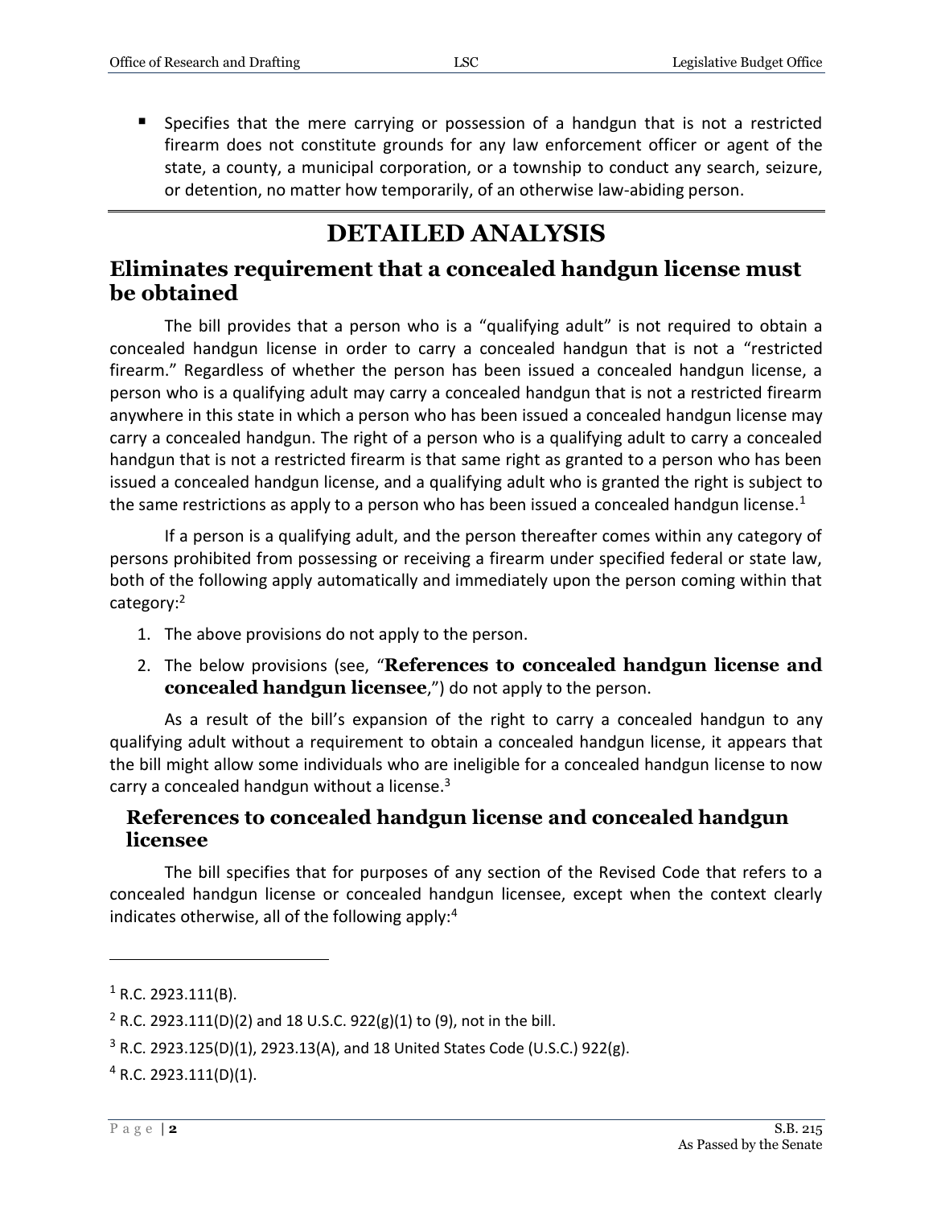- Specifies that the mere carrying or possession of a handgun that is not a restricted firearm does not constitute grounds for any law enforcement officer or agent of the state, a county, a municipal corporation, or a township to conduct any search, seizure, or detention, no matter how temporarily, of an otherwise law-abiding person.

# DETAILED ANALYSIS

## Eliminates requirement that a concealed handgun license must be obtained

The bill provides that a person who is a "qualifying adult" is not required to obtain a concealed handgun license in order to carry a concealed handgun that is not a "restricted firearm." Regardless of whether the person has been issued a concealed handgun license, a person who is a qualifying adult may carry a concealed handgun that is not a restricted firearm anywhere in this state in which a person who has been issued a concealed handgun license may carry a concealed handgun. The right of a person who is a qualifying adult to carry a concealed handgun that is not a restricted firearm is that same right as granted to a person who has been issued a concealed handgun license, and a qualifying adult who is granted the right is subject to the same restrictions as apply to a person who has been issued a concealed handgun license.[1]

If a person is a qualifying adult, and the person thereafter comes within any category of persons prohibited from possessing or receiving a firearm under specified federal or state law, both of the following apply automatically and immediately upon the person coming within that category:[2]

1. The above provisions do not apply to the person.
2. The below provisions (see, "**References to concealed handgun license and concealed handgun licensee**,") do not apply to the person.

As a result of the bill's expansion of the right to carry a concealed handgun to any qualifying adult without a requirement to obtain a concealed handgun license, it appears that the bill might allow some individuals who are ineligible for a concealed handgun license to now carry a concealed handgun without a license.[3]

### References to concealed handgun license and concealed handgun licensee

The bill specifies that for purposes of any section of the Revised Code that refers to a concealed handgun license or concealed handgun licensee, except when the context clearly indicates otherwise, all of the following apply:[4]

---

[1] R.C. 2923.111(B).

[2] R.C. 2923.111(D)(2) and 18 U.S.C. 922(g)(1) to (9), not in the bill.

[3] R.C. 2923.125(D)(1), 2923.13(A), and 18 United States Code (U.S.C.) 922(g).

[4] R.C. 2923.111(D)(1).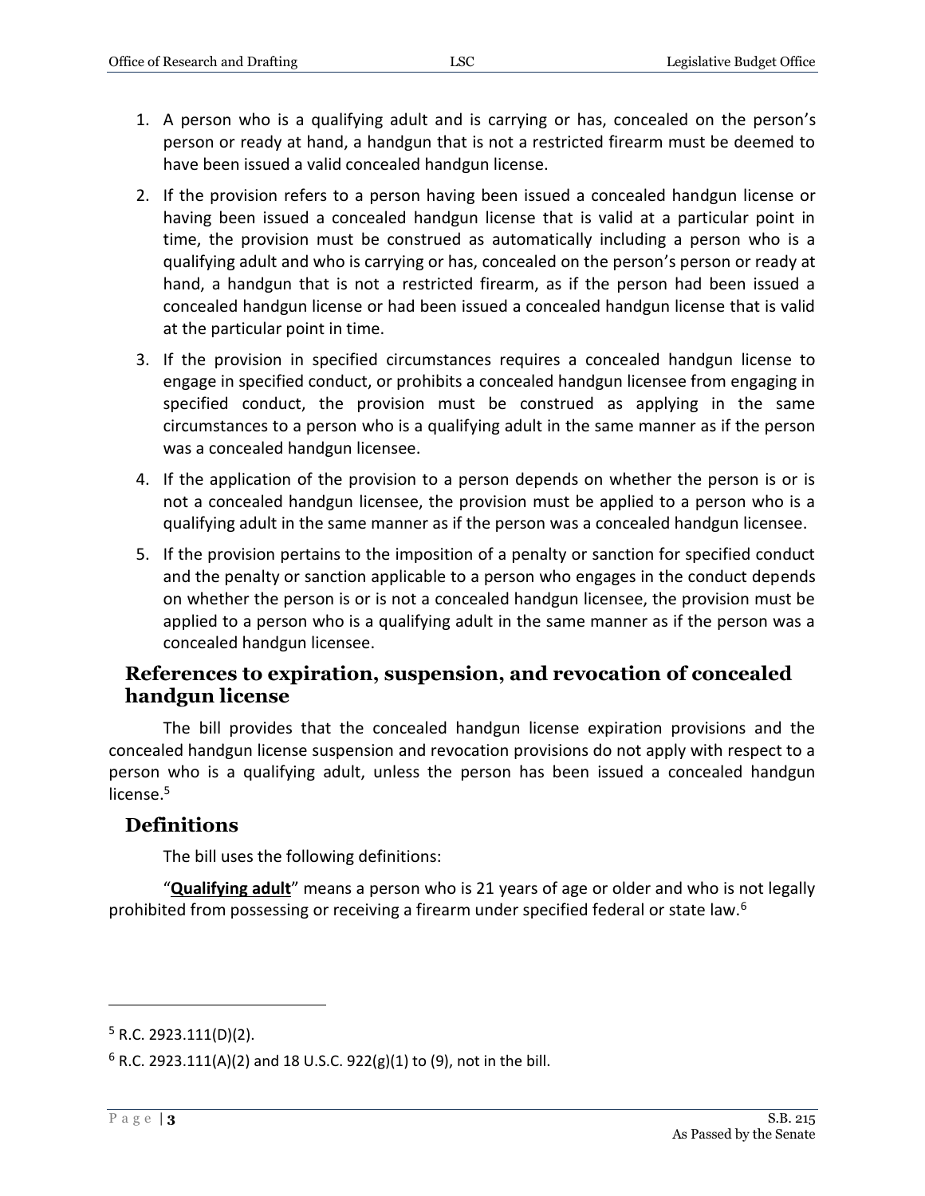1. A person who is a qualifying adult and is carrying or has, concealed on the person's person or ready at hand, a handgun that is not a restricted firearm must be deemed to have been issued a valid concealed handgun license.
2. If the provision refers to a person having been issued a concealed handgun license or having been issued a concealed handgun license that is valid at a particular point in time, the provision must be construed as automatically including a person who is a qualifying adult and who is carrying or has, concealed on the person's person or ready at hand, a handgun that is not a restricted firearm, as if the person had been issued a concealed handgun license or had been issued a concealed handgun license that is valid at the particular point in time.
3. If the provision in specified circumstances requires a concealed handgun license to engage in specified conduct, or prohibits a concealed handgun licensee from engaging in specified conduct, the provision must be construed as applying in the same circumstances to a person who is a qualifying adult in the same manner as if the person was a concealed handgun licensee.
4. If the application of the provision to a person depends on whether the person is or is not a concealed handgun licensee, the provision must be applied to a person who is a qualifying adult in the same manner as if the person was a concealed handgun licensee.
5. If the provision pertains to the imposition of a penalty or sanction for specified conduct and the penalty or sanction applicable to a person who engages in the conduct depends on whether the person is or is not a concealed handgun licensee, the provision must be applied to a person who is a qualifying adult in the same manner as if the person was a concealed handgun licensee.

### References to expiration, suspension, and revocation of concealed handgun license

The bill provides that the concealed handgun license expiration provisions and the concealed handgun license suspension and revocation provisions do not apply with respect to a person who is a qualifying adult, unless the person has been issued a concealed handgun license.[5]

## Definitions

The bill uses the following definitions:

"**Qualifying adult**" means a person who is 21 years of age or older and who is not legally prohibited from possessing or receiving a firearm under specified federal or state law.[6]

---

[5] R.C. 2923.111(D)(2).

[6] R.C. 2923.111(A)(2) and 18 U.S.C. 922(g)(1) to (9), not in the bill.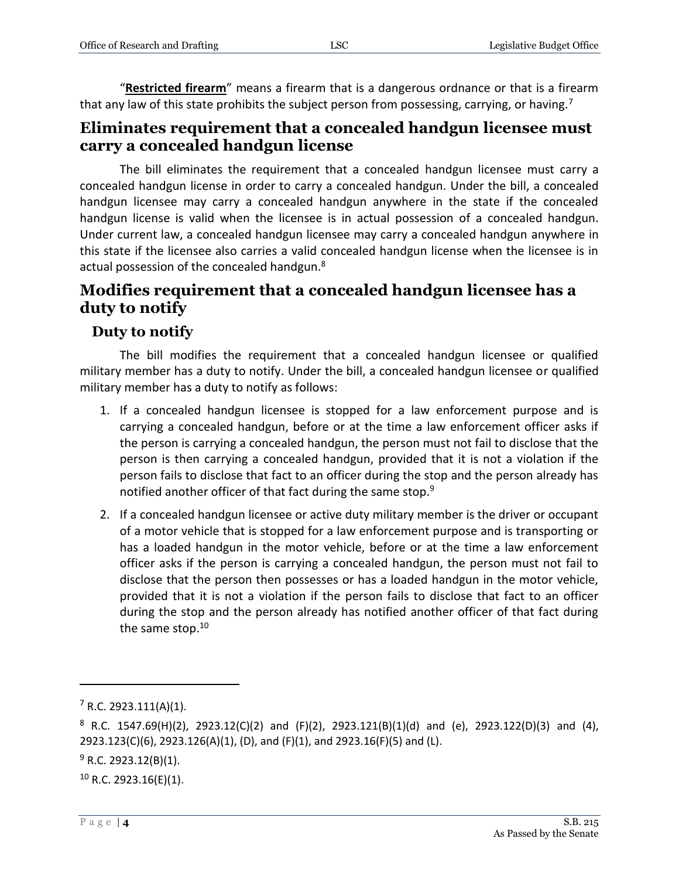"**Restricted firearm**" means a firearm that is a dangerous ordnance or that is a firearm that any law of this state prohibits the subject person from possessing, carrying, or having.[7]

## Eliminates requirement that a concealed handgun licensee must carry a concealed handgun license

The bill eliminates the requirement that a concealed handgun licensee must carry a concealed handgun license in order to carry a concealed handgun. Under the bill, a concealed handgun licensee may carry a concealed handgun anywhere in the state if the concealed handgun license is valid when the licensee is in actual possession of a concealed handgun. Under current law, a concealed handgun licensee may carry a concealed handgun anywhere in this state if the licensee also carries a valid concealed handgun license when the licensee is in actual possession of the concealed handgun.[8]

## Modifies requirement that a concealed handgun licensee has a duty to notify

### Duty to notify

The bill modifies the requirement that a concealed handgun licensee or qualified military member has a duty to notify. Under the bill, a concealed handgun licensee or qualified military member has a duty to notify as follows:

1. If a concealed handgun licensee is stopped for a law enforcement purpose and is carrying a concealed handgun, before or at the time a law enforcement officer asks if the person is carrying a concealed handgun, the person must not fail to disclose that the person is then carrying a concealed handgun, provided that it is not a violation if the person fails to disclose that fact to an officer during the stop and the person already has notified another officer of that fact during the same stop.[9]

2. If a concealed handgun licensee or active duty military member is the driver or occupant of a motor vehicle that is stopped for a law enforcement purpose and is transporting or has a loaded handgun in the motor vehicle, before or at the time a law enforcement officer asks if the person is carrying a concealed handgun, the person must not fail to disclose that the person then possesses or has a loaded handgun in the motor vehicle, provided that it is not a violation if the person fails to disclose that fact to an officer during the stop and the person already has notified another officer of that fact during the same stop.[10]

---

[7] R.C. 2923.111(A)(1).

[8] R.C. 1547.69(H)(2), 2923.12(C)(2) and (F)(2), 2923.121(B)(1)(d) and (e), 2923.122(D)(3) and (4), 2923.123(C)(6), 2923.126(A)(1), (D), and (F)(1), and 2923.16(F)(5) and (L).

[9] R.C. 2923.12(B)(1).

[10] R.C. 2923.16(E)(1).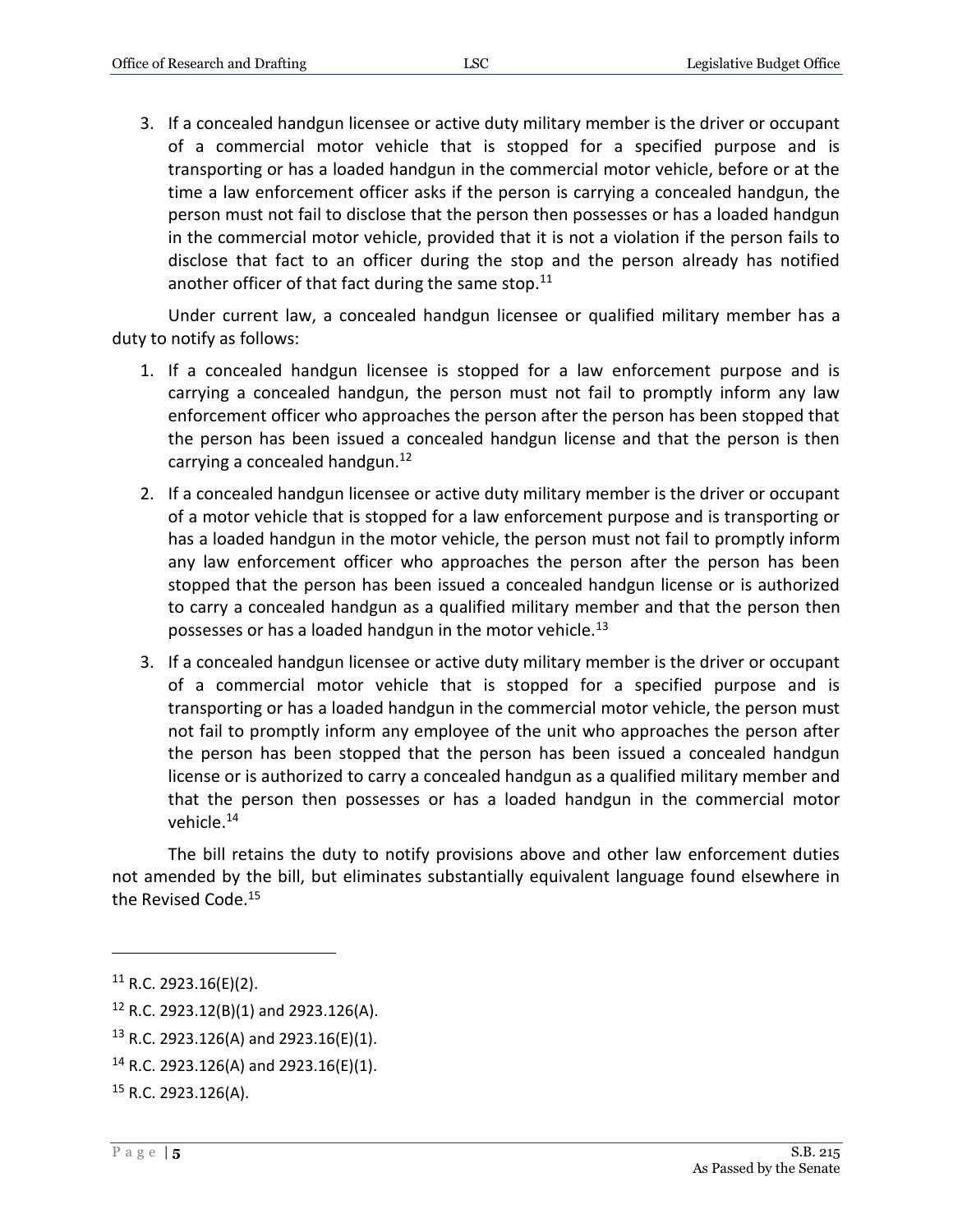3. If a concealed handgun licensee or active duty military member is the driver or occupant of a commercial motor vehicle that is stopped for a specified purpose and is transporting or has a loaded handgun in the commercial motor vehicle, before or at the time a law enforcement officer asks if the person is carrying a concealed handgun, the person must not fail to disclose that the person then possesses or has a loaded handgun in the commercial motor vehicle, provided that it is not a violation if the person fails to disclose that fact to an officer during the stop and the person already has notified another officer of that fact during the same stop.[11]

Under current law, a concealed handgun licensee or qualified military member has a duty to notify as follows:

1. If a concealed handgun licensee is stopped for a law enforcement purpose and is carrying a concealed handgun, the person must not fail to promptly inform any law enforcement officer who approaches the person after the person has been stopped that the person has been issued a concealed handgun license and that the person is then carrying a concealed handgun.[12]
2. If a concealed handgun licensee or active duty military member is the driver or occupant of a motor vehicle that is stopped for a law enforcement purpose and is transporting or has a loaded handgun in the motor vehicle, the person must not fail to promptly inform any law enforcement officer who approaches the person after the person has been stopped that the person has been issued a concealed handgun license or is authorized to carry a concealed handgun as a qualified military member and that the person then possesses or has a loaded handgun in the motor vehicle.[13]
3. If a concealed handgun licensee or active duty military member is the driver or occupant of a commercial motor vehicle that is stopped for a specified purpose and is transporting or has a loaded handgun in the commercial motor vehicle, the person must not fail to promptly inform any employee of the unit who approaches the person after the person has been stopped that the person has been issued a concealed handgun license or is authorized to carry a concealed handgun as a qualified military member and that the person then possesses or has a loaded handgun in the commercial motor vehicle.[14]

The bill retains the duty to notify provisions above and other law enforcement duties not amended by the bill, but eliminates substantially equivalent language found elsewhere in the Revised Code.[15]

---

[11] R.C. 2923.16(E)(2).

[12] R.C. 2923.12(B)(1) and 2923.126(A).

[13] R.C. 2923.126(A) and 2923.16(E)(1).

[14] R.C. 2923.126(A) and 2923.16(E)(1).

[15] R.C. 2923.126(A).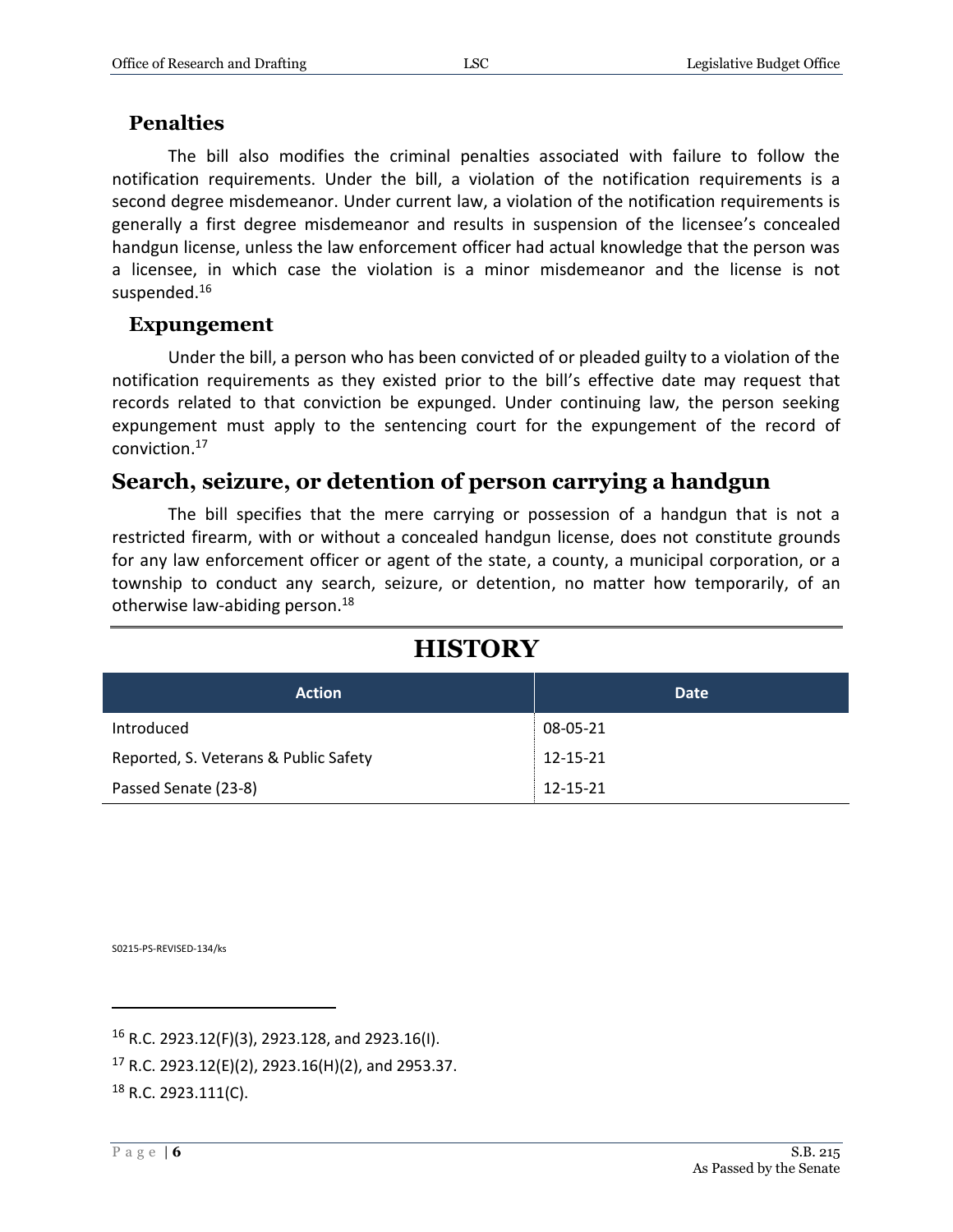### Penalties

The bill also modifies the criminal penalties associated with failure to follow the notification requirements. Under the bill, a violation of the notification requirements is a second degree misdemeanor. Under current law, a violation of the notification requirements is generally a first degree misdemeanor and results in suspension of the licensee's concealed handgun license, unless the law enforcement officer had actual knowledge that the person was a licensee, in which case the violation is a minor misdemeanor and the license is not suspended.[16]

### Expungement

Under the bill, a person who has been convicted of or pleaded guilty to a violation of the notification requirements as they existed prior to the bill's effective date may request that records related to that conviction be expunged. Under continuing law, the person seeking expungement must apply to the sentencing court for the expungement of the record of conviction.[17]

## Search, seizure, or detention of person carrying a handgun

The bill specifies that the mere carrying or possession of a handgun that is not a restricted firearm, with or without a concealed handgun license, does not constitute grounds for any law enforcement officer or agent of the state, a county, a municipal corporation, or a township to conduct any search, seizure, or detention, no matter how temporarily, of an otherwise law-abiding person.[18]

# HISTORY

| Action | Date |
|---|---|
| Introduced | 08-05-21 |
| Reported, S. Veterans & Public Safety | 12-15-21 |
| Passed Senate (23-8) | 12-15-21 |

S0215-PS-REVISED-134/ks

[16] R.C. 2923.12(F)(3), 2923.128, and 2923.16(I).

[17] R.C. 2923.12(E)(2), 2923.16(H)(2), and 2953.37.

[18] R.C. 2923.111(C).